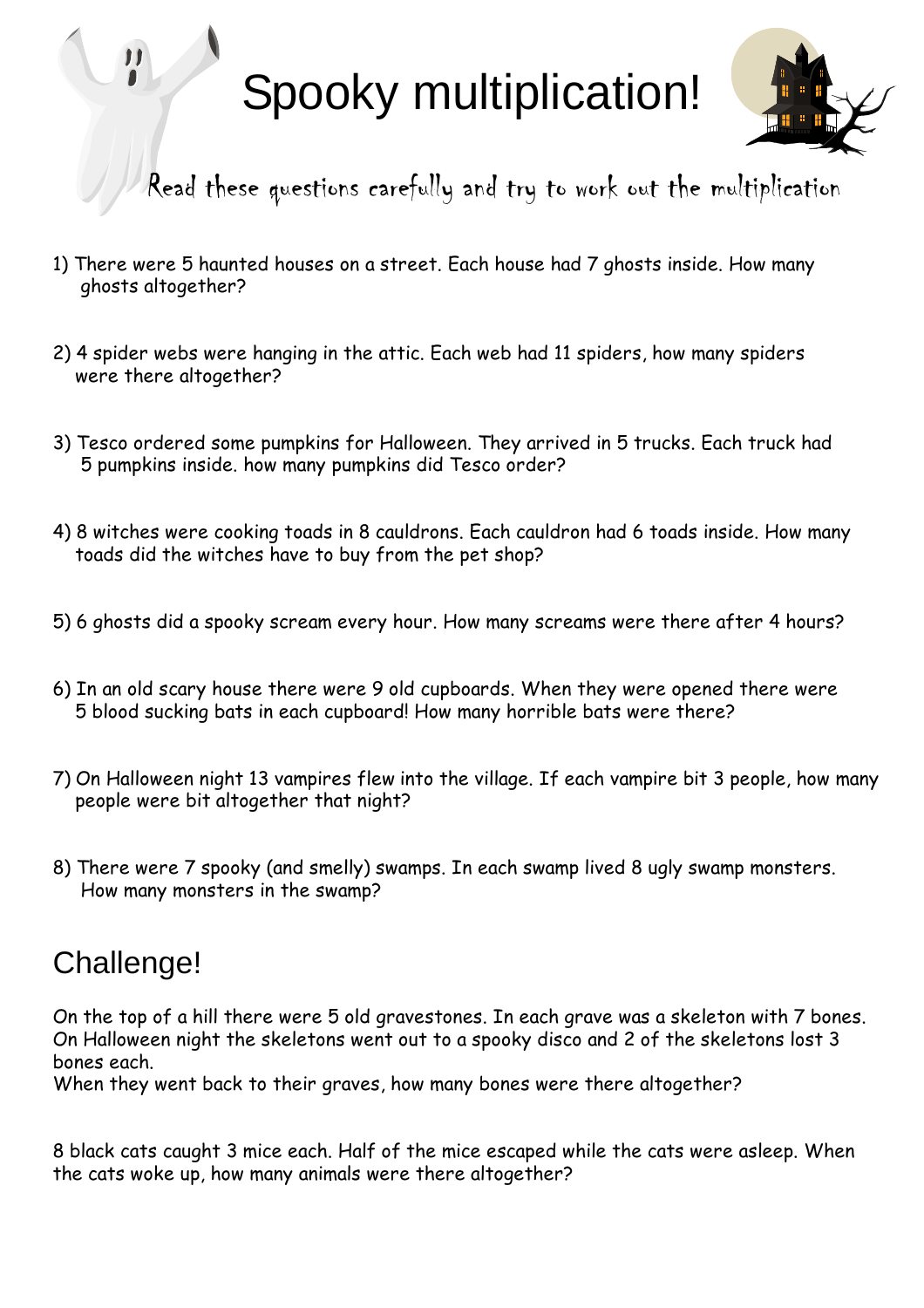# Spooky multiplication!

Read these questions carefully and try to work out the multiplication

1) There were 5 haunted houses on a street. Each house had 7 ghosts inside. How many ghosts altogether?

2) 4 spider webs were hanging in the attic. Each web had 11 spiders, how many spiders were there altogether?

3) Tesco ordered some pumpkins for Halloween. They arrived in 5 trucks. Each truck had 5 pumpkins inside. how many pumpkins did Tesco order?

4) 8 witches were cooking toads in 8 cauldrons. Each cauldron had 6 toads inside. How many toads did the witches have to buy from the pet shop?

5) 6 ghosts did a spooky scream every hour. How many screams were there after 4 hours?

6) In an old scary house there were 9 old cupboards. When they were opened there were 5 blood sucking bats in each cupboard! How many horrible bats were there?

7) On Halloween night 13 vampires flew into the village. If each vampire bit 3 people, how many people were bit altogether that night?

8) There were 7 spooky (and smelly) swamps. In each swamp lived 8 ugly swamp monsters. How many monsters in the swamp?

## Challenge!

On the top of a hill there were 5 old gravestones. In each grave was a skeleton with 7 bones. On Halloween night the skeletons went out to a spooky disco and 2 of the skeletons lost 3 bones each.
When they went back to their graves, how many bones were there altogether?

8 black cats caught 3 mice each. Half of the mice escaped while the cats were asleep. When the cats woke up, how many animals were there altogether?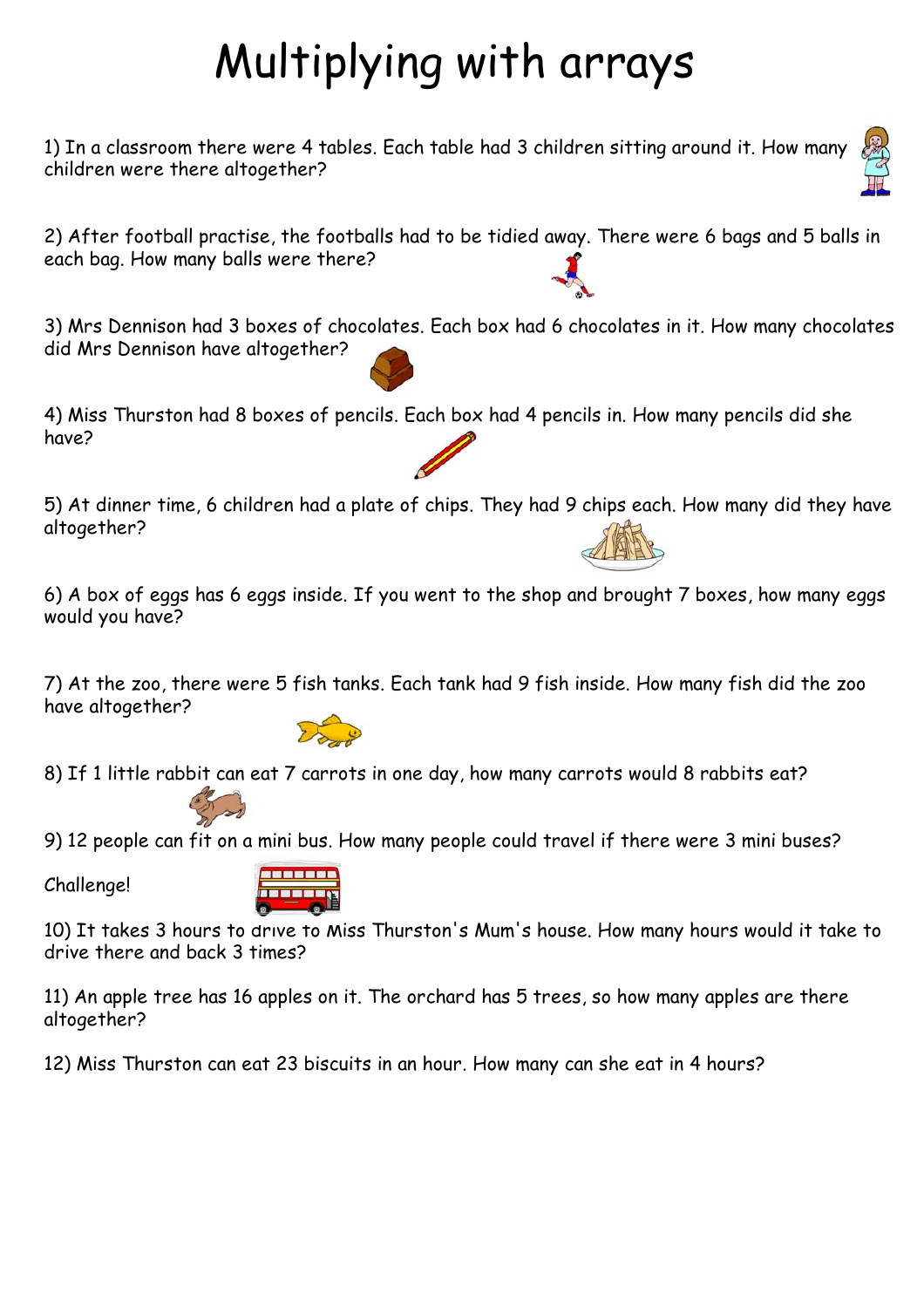# Multiplying with arrays

1) In a classroom there were 4 tables. Each table had 3 children sitting around it. How many children were there altogether?

2) After football practise, the footballs had to be tidied away. There were 6 bags and 5 balls in each bag. How many balls were there?

3) Mrs Dennison had 3 boxes of chocolates. Each box had 6 chocolates in it. How many chocolates did Mrs Dennison have altogether?

4) Miss Thurston had 8 boxes of pencils. Each box had 4 pencils in. How many pencils did she have?

5) At dinner time, 6 children had a plate of chips. They had 9 chips each. How many did they have altogether?

6) A box of eggs has 6 eggs inside. If you went to the shop and brought 7 boxes, how many eggs would you have?

7) At the zoo, there were 5 fish tanks. Each tank had 9 fish inside. How many fish did the zoo have altogether?

8) If 1 little rabbit can eat 7 carrots in one day, how many carrots would 8 rabbits eat?

9) 12 people can fit on a mini bus. How many people could travel if there were 3 mini buses?

Challenge!

10) It takes 3 hours to drive to Miss Thurston's Mum's house. How many hours would it take to drive there and back 3 times?

11) An apple tree has 16 apples on it. The orchard has 5 trees, so how many apples are there altogether?

12) Miss Thurston can eat 23 biscuits in an hour. How many can she eat in 4 hours?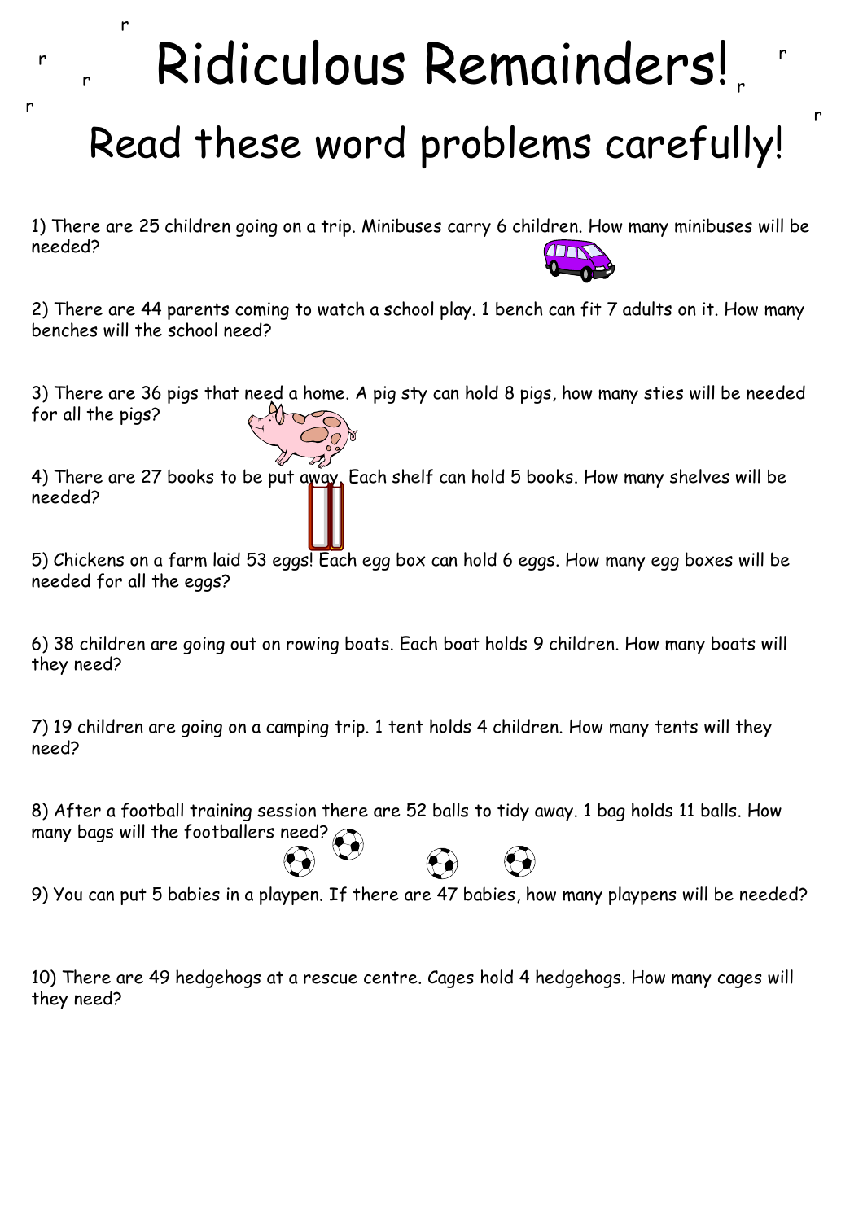# Ridiculous Remainders!

## Read these word problems carefully!

1) There are 25 children going on a trip. Minibuses carry 6 children. How many minibuses will be needed?

2) There are 44 parents coming to watch a school play. 1 bench can fit 7 adults on it. How many benches will the school need?

3) There are 36 pigs that need a home. A pig sty can hold 8 pigs, how many sties will be needed for all the pigs?

4) There are 27 books to be put away. Each shelf can hold 5 books. How many shelves will be needed?

5) Chickens on a farm laid 53 eggs! Each egg box can hold 6 eggs. How many egg boxes will be needed for all the eggs?

6) 38 children are going out on rowing boats. Each boat holds 9 children. How many boats will they need?

7) 19 children are going on a camping trip. 1 tent holds 4 children. How many tents will they need?

8) After a football training session there are 52 balls to tidy away. 1 bag holds 11 balls. How many bags will the footballers need?

9) You can put 5 babies in a playpen. If there are 47 babies, how many playpens will be needed?

10) There are 49 hedgehogs at a rescue centre. Cages hold 4 hedgehogs. How many cages will they need?